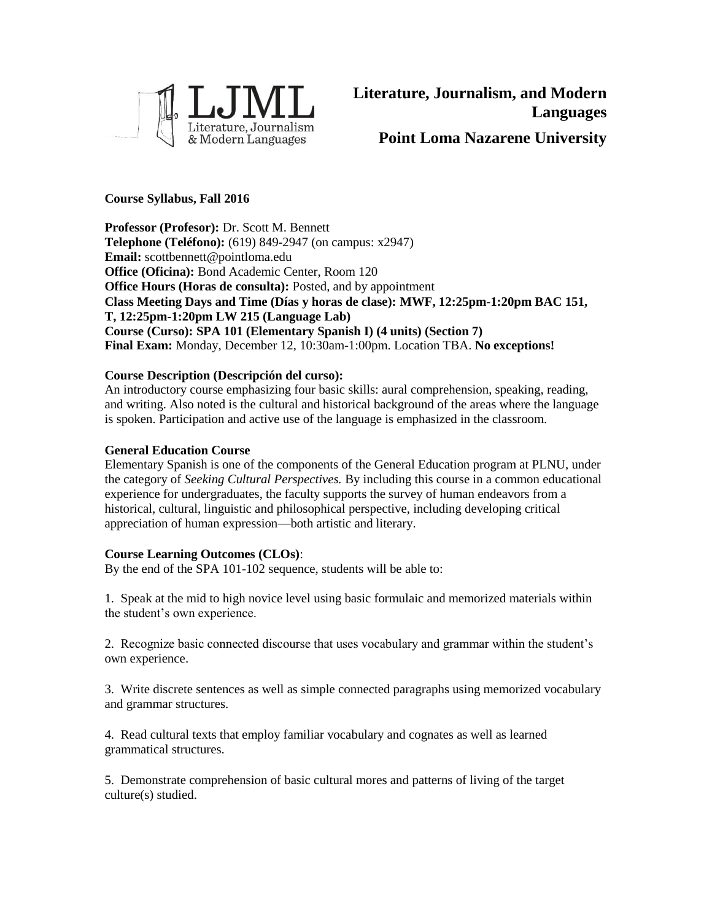# Literature, Journalism, and Modern Languages

## Point Loma Nazarene University

**Course Syllabus, Fall 2016**

**Professor (Profesor):** Dr. Scott M. Bennett
**Telephone (Teléfono):** (619) 849-2947 (on campus: x2947)
**Email:** scottbennett@pointloma.edu
**Office (Oficina):** Bond Academic Center, Room 120
**Office Hours (Horas de consulta):** Posted, and by appointment
**Class Meeting Days and Time (Días y horas de clase): MWF, 12:25pm-1:20pm BAC 151, T, 12:25pm-1:20pm LW 215 (Language Lab)**
**Course (Curso): SPA 101 (Elementary Spanish I) (4 units) (Section 7)**
**Final Exam:** Monday, December 12, 10:30am-1:00pm. Location TBA. **No exceptions!**

**Course Description (Descripción del curso):**
An introductory course emphasizing four basic skills: aural comprehension, speaking, reading, and writing. Also noted is the cultural and historical background of the areas where the language is spoken. Participation and active use of the language is emphasized in the classroom.

**General Education Course**
Elementary Spanish is one of the components of the General Education program at PLNU, under the category of *Seeking Cultural Perspectives.* By including this course in a common educational experience for undergraduates, the faculty supports the survey of human endeavors from a historical, cultural, linguistic and philosophical perspective, including developing critical appreciation of human expression—both artistic and literary.

**Course Learning Outcomes (CLOs)**:
By the end of the SPA 101-102 sequence, students will be able to:

1. Speak at the mid to high novice level using basic formulaic and memorized materials within the student's own experience.

2. Recognize basic connected discourse that uses vocabulary and grammar within the student's own experience.

3. Write discrete sentences as well as simple connected paragraphs using memorized vocabulary and grammar structures.

4. Read cultural texts that employ familiar vocabulary and cognates as well as learned grammatical structures.

5. Demonstrate comprehension of basic cultural mores and patterns of living of the target culture(s) studied.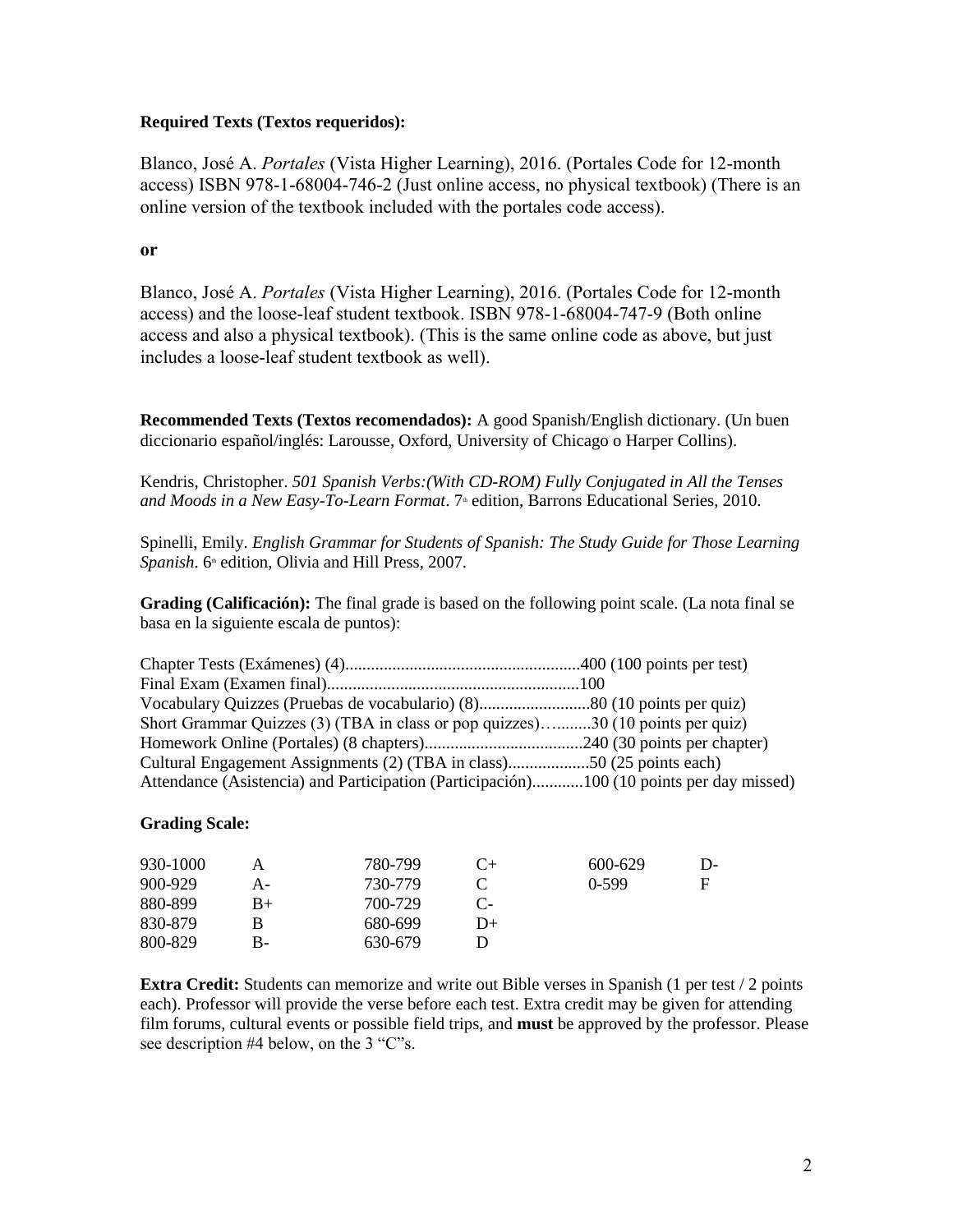**Required Texts (Textos requeridos):**

Blanco, José A. *Portales* (Vista Higher Learning), 2016. (Portales Code for 12-month access) ISBN 978-1-68004-746-2 (Just online access, no physical textbook) (There is an online version of the textbook included with the portales code access).

**or**

Blanco, José A. *Portales* (Vista Higher Learning), 2016. (Portales Code for 12-month access) and the loose-leaf student textbook. ISBN 978-1-68004-747-9 (Both online access and also a physical textbook). (This is the same online code as above, but just includes a loose-leaf student textbook as well).

**Recommended Texts (Textos recomendados):** A good Spanish/English dictionary. (Un buen diccionario español/inglés: Larousse, Oxford, University of Chicago o Harper Collins).

Kendris, Christopher. *501 Spanish Verbs:(With CD-ROM) Fully Conjugated in All the Tenses and Moods in a New Easy-To-Learn Format*. 7th edition, Barrons Educational Series, 2010.

Spinelli, Emily. *English Grammar for Students of Spanish: The Study Guide for Those Learning Spanish*. 6th edition, Olivia and Hill Press, 2007.

**Grading (Calificación):** The final grade is based on the following point scale. (La nota final se basa en la siguiente escala de puntos):

Chapter Tests (Exámenes) (4).......................................................400 (100 points per test)
Final Exam (Examen final)...........................................................100
Vocabulary Quizzes (Pruebas de vocabulario) (8)..........................80 (10 points per quiz)
Short Grammar Quizzes (3) (TBA in class or pop quizzes)….........30 (10 points per quiz)
Homework Online (Portales) (8 chapters).....................................240 (30 points per chapter)
Cultural Engagement Assignments (2) (TBA in class)...................50 (25 points each)
Attendance (Asistencia) and Participation (Participación)............100 (10 points per day missed)

**Grading Scale:**

| | | | | | |
|---|---|---|---|---|---|
| 930-1000 | A | 780-799 | C+ | 600-629 | D- |
| 900-929 | A- | 730-779 | C | 0-599 | F |
| 880-899 | B+ | 700-729 | C- | | |
| 830-879 | B | 680-699 | D+ | | |
| 800-829 | B- | 630-679 | D | | |

**Extra Credit:** Students can memorize and write out Bible verses in Spanish (1 per test / 2 points each). Professor will provide the verse before each test. Extra credit may be given for attending film forums, cultural events or possible field trips, and **must** be approved by the professor. Please see description #4 below, on the 3 "C"s.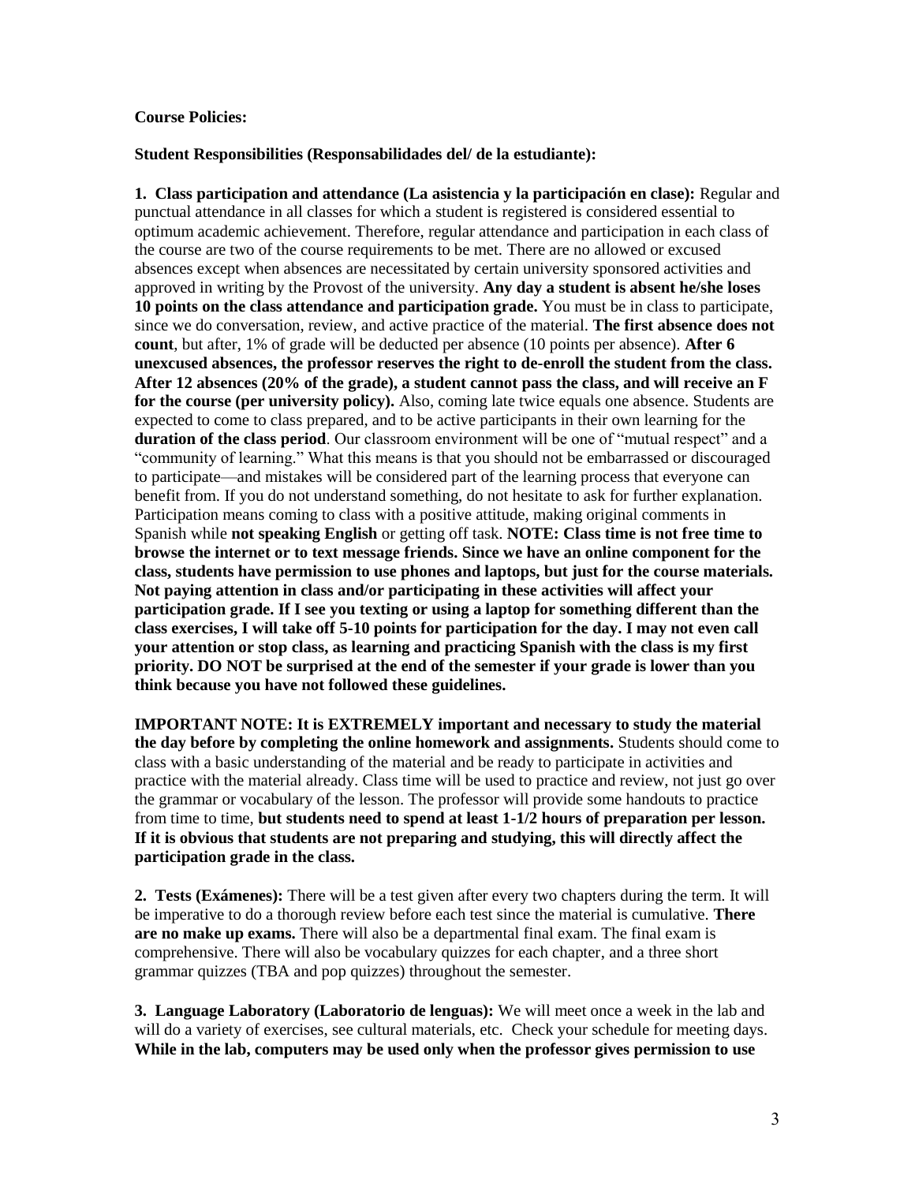**Course Policies:**

**Student Responsibilities (Responsabilidades del/ de la estudiante):**

**1. Class participation and attendance (La asistencia y la participación en clase):** Regular and punctual attendance in all classes for which a student is registered is considered essential to optimum academic achievement. Therefore, regular attendance and participation in each class of the course are two of the course requirements to be met. There are no allowed or excused absences except when absences are necessitated by certain university sponsored activities and approved in writing by the Provost of the university. **Any day a student is absent he/she loses 10 points on the class attendance and participation grade.** You must be in class to participate, since we do conversation, review, and active practice of the material. **The first absence does not count**, but after, 1% of grade will be deducted per absence (10 points per absence). **After 6 unexcused absences, the professor reserves the right to de-enroll the student from the class. After 12 absences (20% of the grade), a student cannot pass the class, and will receive an F for the course (per university policy).** Also, coming late twice equals one absence. Students are expected to come to class prepared, and to be active participants in their own learning for the **duration of the class period**. Our classroom environment will be one of "mutual respect" and a "community of learning." What this means is that you should not be embarrassed or discouraged to participate—and mistakes will be considered part of the learning process that everyone can benefit from. If you do not understand something, do not hesitate to ask for further explanation. Participation means coming to class with a positive attitude, making original comments in Spanish while **not speaking English** or getting off task. **NOTE: Class time is not free time to browse the internet or to text message friends. Since we have an online component for the class, students have permission to use phones and laptops, but just for the course materials. Not paying attention in class and/or participating in these activities will affect your participation grade. If I see you texting or using a laptop for something different than the class exercises, I will take off 5-10 points for participation for the day. I may not even call your attention or stop class, as learning and practicing Spanish with the class is my first priority. DO NOT be surprised at the end of the semester if your grade is lower than you think because you have not followed these guidelines.**

**IMPORTANT NOTE: It is EXTREMELY important and necessary to study the material the day before by completing the online homework and assignments.** Students should come to class with a basic understanding of the material and be ready to participate in activities and practice with the material already. Class time will be used to practice and review, not just go over the grammar or vocabulary of the lesson. The professor will provide some handouts to practice from time to time, **but students need to spend at least 1-1/2 hours of preparation per lesson. If it is obvious that students are not preparing and studying, this will directly affect the participation grade in the class.**

**2. Tests (Exámenes):** There will be a test given after every two chapters during the term. It will be imperative to do a thorough review before each test since the material is cumulative. **There are no make up exams.** There will also be a departmental final exam. The final exam is comprehensive. There will also be vocabulary quizzes for each chapter, and a three short grammar quizzes (TBA and pop quizzes) throughout the semester.

**3. Language Laboratory (Laboratorio de lenguas):** We will meet once a week in the lab and will do a variety of exercises, see cultural materials, etc. Check your schedule for meeting days. **While in the lab, computers may be used only when the professor gives permission to use**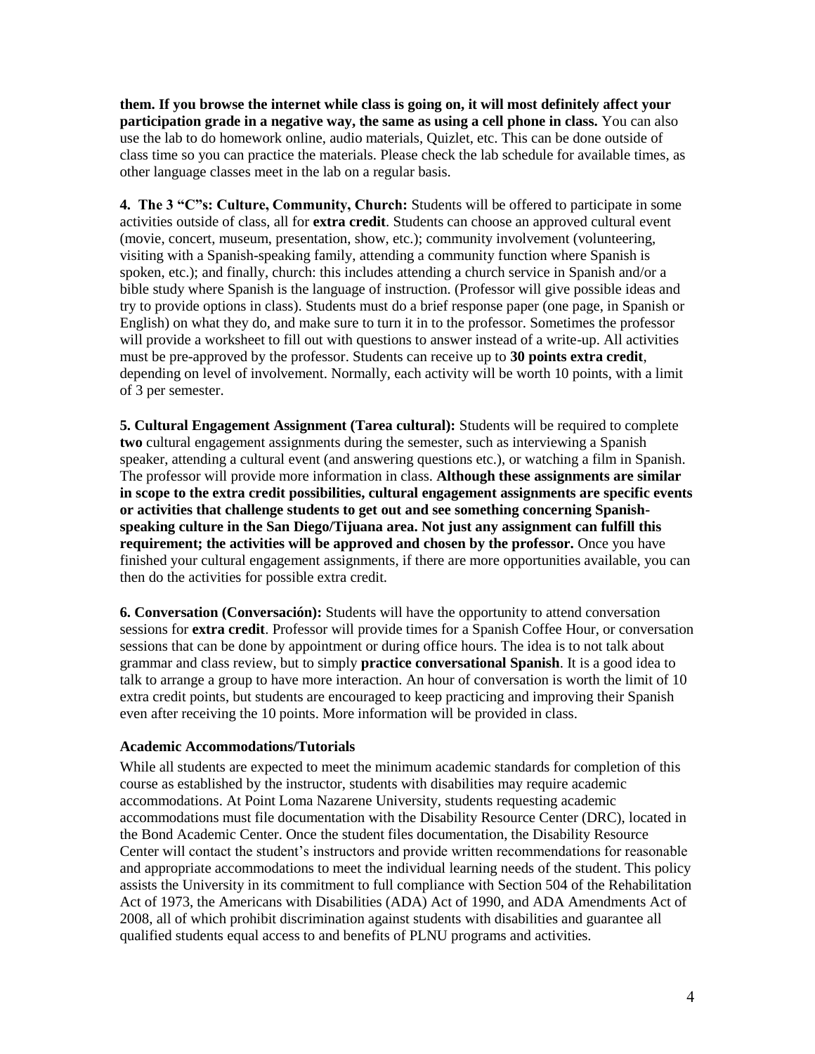**them. If you browse the internet while class is going on, it will most definitely affect your participation grade in a negative way, the same as using a cell phone in class.** You can also use the lab to do homework online, audio materials, Quizlet, etc. This can be done outside of class time so you can practice the materials. Please check the lab schedule for available times, as other language classes meet in the lab on a regular basis.

**4. The 3 "C"s: Culture, Community, Church:** Students will be offered to participate in some activities outside of class, all for **extra credit**. Students can choose an approved cultural event (movie, concert, museum, presentation, show, etc.); community involvement (volunteering, visiting with a Spanish-speaking family, attending a community function where Spanish is spoken, etc.); and finally, church: this includes attending a church service in Spanish and/or a bible study where Spanish is the language of instruction. (Professor will give possible ideas and try to provide options in class). Students must do a brief response paper (one page, in Spanish or English) on what they do, and make sure to turn it in to the professor. Sometimes the professor will provide a worksheet to fill out with questions to answer instead of a write-up. All activities must be pre-approved by the professor. Students can receive up to **30 points extra credit**, depending on level of involvement. Normally, each activity will be worth 10 points, with a limit of 3 per semester.

**5. Cultural Engagement Assignment (Tarea cultural):** Students will be required to complete **two** cultural engagement assignments during the semester, such as interviewing a Spanish speaker, attending a cultural event (and answering questions etc.), or watching a film in Spanish. The professor will provide more information in class. **Although these assignments are similar in scope to the extra credit possibilities, cultural engagement assignments are specific events or activities that challenge students to get out and see something concerning Spanish-speaking culture in the San Diego/Tijuana area. Not just any assignment can fulfill this requirement; the activities will be approved and chosen by the professor.** Once you have finished your cultural engagement assignments, if there are more opportunities available, you can then do the activities for possible extra credit.

**6. Conversation (Conversación):** Students will have the opportunity to attend conversation sessions for **extra credit**. Professor will provide times for a Spanish Coffee Hour, or conversation sessions that can be done by appointment or during office hours. The idea is to not talk about grammar and class review, but to simply **practice conversational Spanish**. It is a good idea to talk to arrange a group to have more interaction. An hour of conversation is worth the limit of 10 extra credit points, but students are encouraged to keep practicing and improving their Spanish even after receiving the 10 points. More information will be provided in class.

### Academic Accommodations/Tutorials

While all students are expected to meet the minimum academic standards for completion of this course as established by the instructor, students with disabilities may require academic accommodations. At Point Loma Nazarene University, students requesting academic accommodations must file documentation with the Disability Resource Center (DRC), located in the Bond Academic Center. Once the student files documentation, the Disability Resource Center will contact the student's instructors and provide written recommendations for reasonable and appropriate accommodations to meet the individual learning needs of the student. This policy assists the University in its commitment to full compliance with Section 504 of the Rehabilitation Act of 1973, the Americans with Disabilities (ADA) Act of 1990, and ADA Amendments Act of 2008, all of which prohibit discrimination against students with disabilities and guarantee all qualified students equal access to and benefits of PLNU programs and activities.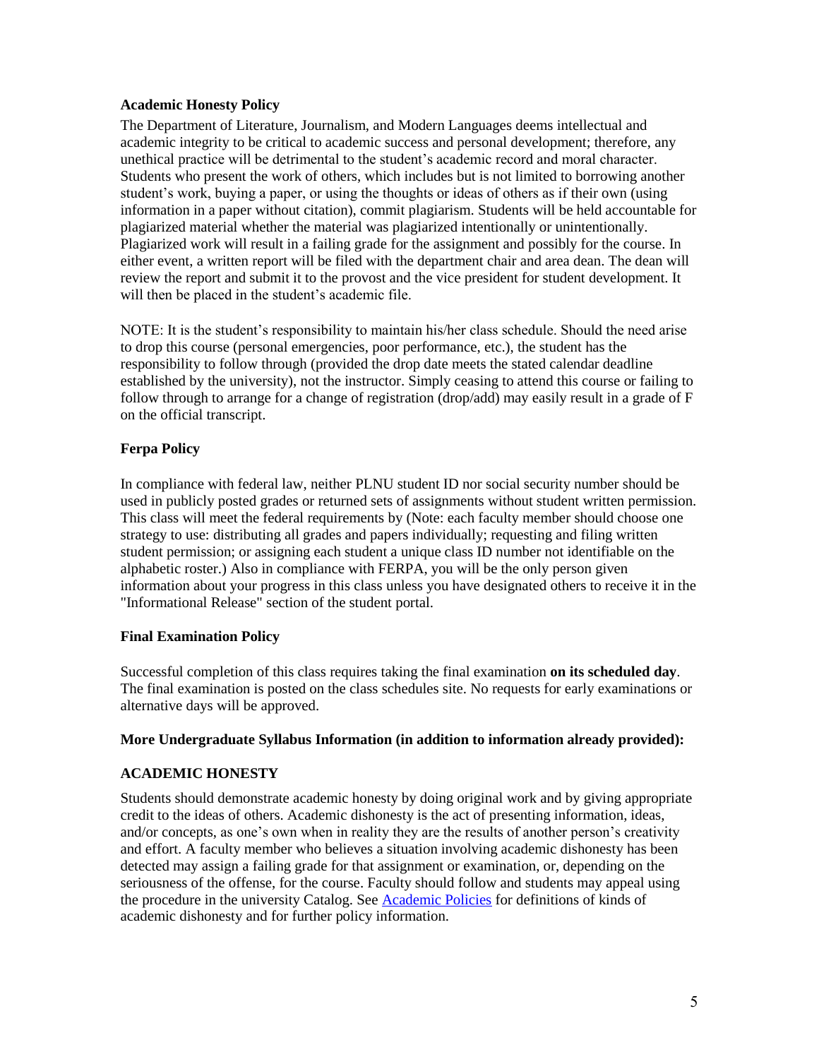**Academic Honesty Policy**

The Department of Literature, Journalism, and Modern Languages deems intellectual and academic integrity to be critical to academic success and personal development; therefore, any unethical practice will be detrimental to the student's academic record and moral character. Students who present the work of others, which includes but is not limited to borrowing another student's work, buying a paper, or using the thoughts or ideas of others as if their own (using information in a paper without citation), commit plagiarism. Students will be held accountable for plagiarized material whether the material was plagiarized intentionally or unintentionally. Plagiarized work will result in a failing grade for the assignment and possibly for the course. In either event, a written report will be filed with the department chair and area dean. The dean will review the report and submit it to the provost and the vice president for student development. It will then be placed in the student's academic file.

NOTE: It is the student's responsibility to maintain his/her class schedule. Should the need arise to drop this course (personal emergencies, poor performance, etc.), the student has the responsibility to follow through (provided the drop date meets the stated calendar deadline established by the university), not the instructor. Simply ceasing to attend this course or failing to follow through to arrange for a change of registration (drop/add) may easily result in a grade of F on the official transcript.

**Ferpa Policy**

In compliance with federal law, neither PLNU student ID nor social security number should be used in publicly posted grades or returned sets of assignments without student written permission. This class will meet the federal requirements by (Note: each faculty member should choose one strategy to use: distributing all grades and papers individually; requesting and filing written student permission; or assigning each student a unique class ID number not identifiable on the alphabetic roster.) Also in compliance with FERPA, you will be the only person given information about your progress in this class unless you have designated others to receive it in the "Informational Release" section of the student portal.

**Final Examination Policy**

Successful completion of this class requires taking the final examination **on its scheduled day**. The final examination is posted on the class schedules site. No requests for early examinations or alternative days will be approved.

**More Undergraduate Syllabus Information (in addition to information already provided):**

**ACADEMIC HONESTY**

Students should demonstrate academic honesty by doing original work and by giving appropriate credit to the ideas of others. Academic dishonesty is the act of presenting information, ideas, and/or concepts, as one's own when in reality they are the results of another person's creativity and effort. A faculty member who believes a situation involving academic dishonesty has been detected may assign a failing grade for that assignment or examination, or, depending on the seriousness of the offense, for the course. Faculty should follow and students may appeal using the procedure in the university Catalog. See Academic Policies for definitions of kinds of academic dishonesty and for further policy information.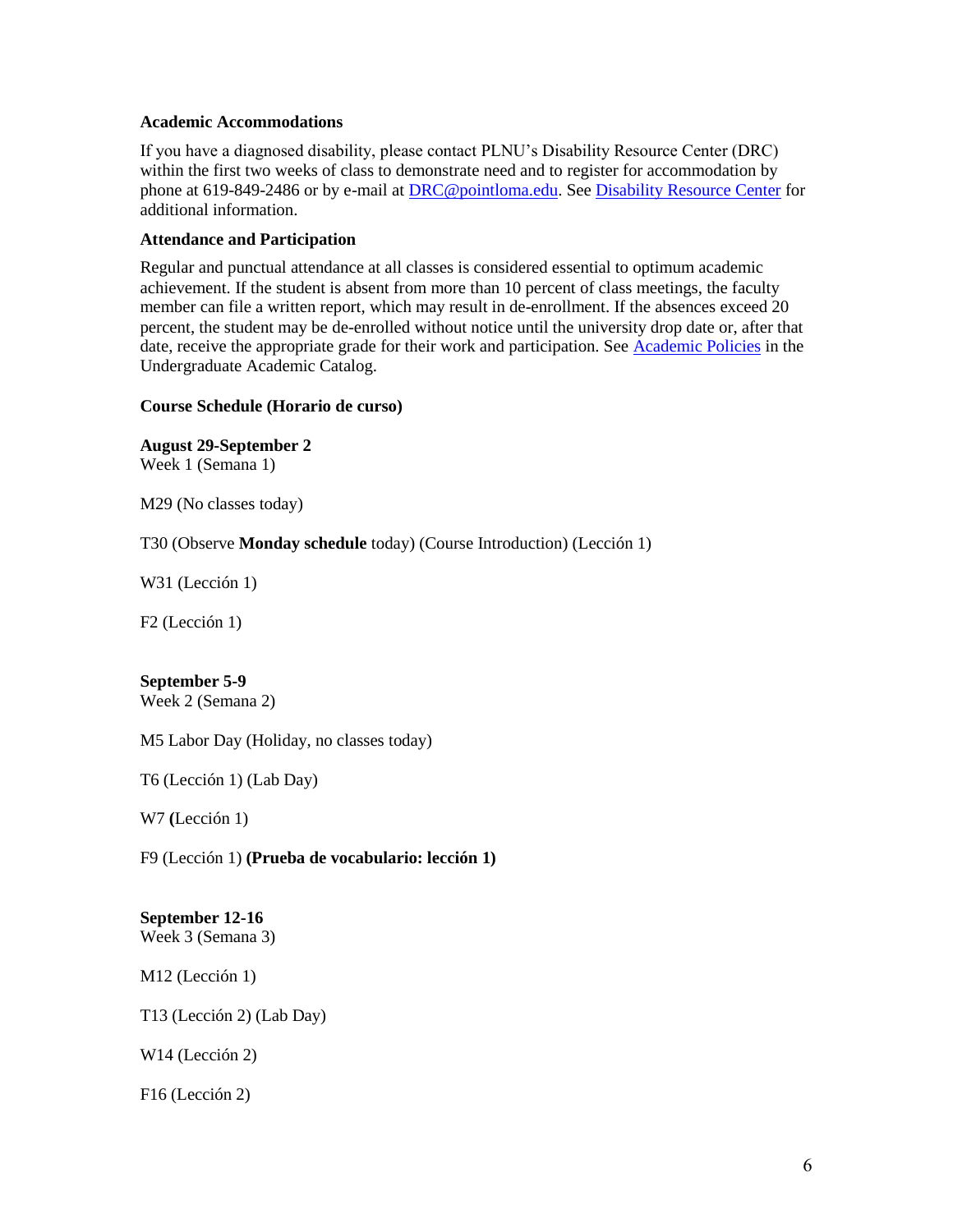**Academic Accommodations**

If you have a diagnosed disability, please contact PLNU's Disability Resource Center (DRC) within the first two weeks of class to demonstrate need and to register for accommodation by phone at 619-849-2486 or by e-mail at DRC@pointloma.edu. See Disability Resource Center for additional information.

**Attendance and Participation**

Regular and punctual attendance at all classes is considered essential to optimum academic achievement. If the student is absent from more than 10 percent of class meetings, the faculty member can file a written report, which may result in de-enrollment. If the absences exceed 20 percent, the student may be de-enrolled without notice until the university drop date or, after that date, receive the appropriate grade for their work and participation. See Academic Policies in the Undergraduate Academic Catalog.

**Course Schedule (Horario de curso)**

**August 29-September 2**
Week 1 (Semana 1)

M29 (No classes today)

T30 (Observe **Monday schedule** today) (Course Introduction) (Lección 1)

W31 (Lección 1)

F2 (Lección 1)

**September 5-9**
Week 2 (Semana 2)

M5 Labor Day (Holiday, no classes today)

T6 (Lección 1) (Lab Day)

W7 **(**Lección 1)

F9 (Lección 1) **(Prueba de vocabulario: lección 1)**

**September 12-16**
Week 3 (Semana 3)

M12 (Lección 1)

T13 (Lección 2) (Lab Day)

W14 (Lección 2)

F16 (Lección 2)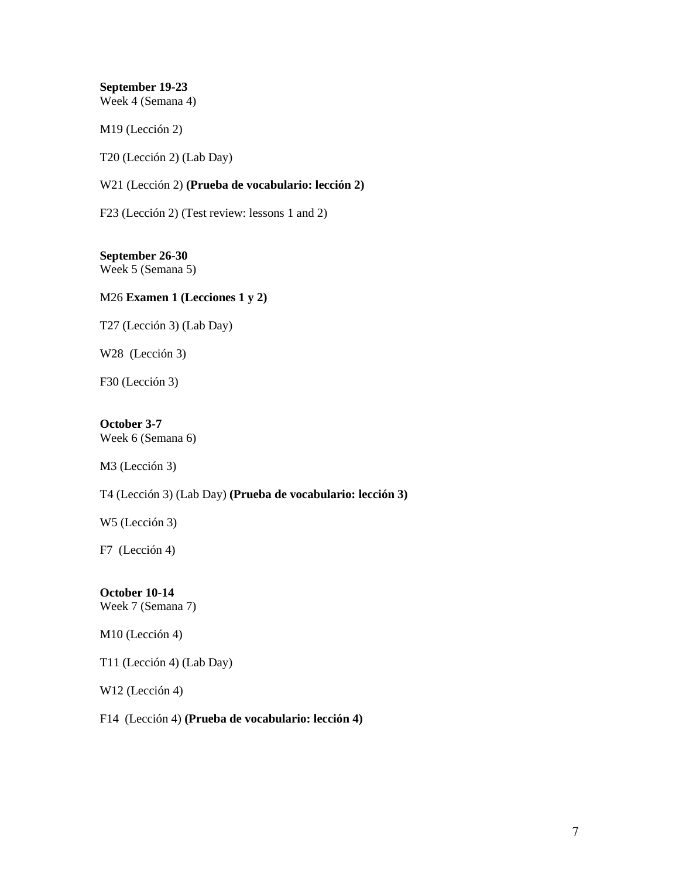**September 19-23**
Week 4 (Semana 4)

M19 (Lección 2)

T20 (Lección 2) (Lab Day)

W21 (Lección 2) **(Prueba de vocabulario: lección 2)**

F23 (Lección 2) (Test review: lessons 1 and 2)

**September 26-30**
Week 5 (Semana 5)

M26 **Examen 1 (Lecciones 1 y 2)**

T27 (Lección 3) (Lab Day)

W28 (Lección 3)

F30 (Lección 3)

**October 3-7**
Week 6 (Semana 6)

M3 (Lección 3)

T4 (Lección 3) (Lab Day) **(Prueba de vocabulario: lección 3)**

W5 (Lección 3)

F7 (Lección 4)

**October 10-14**
Week 7 (Semana 7)

M10 (Lección 4)

T11 (Lección 4) (Lab Day)

W12 (Lección 4)

F14 (Lección 4) **(Prueba de vocabulario: lección 4)**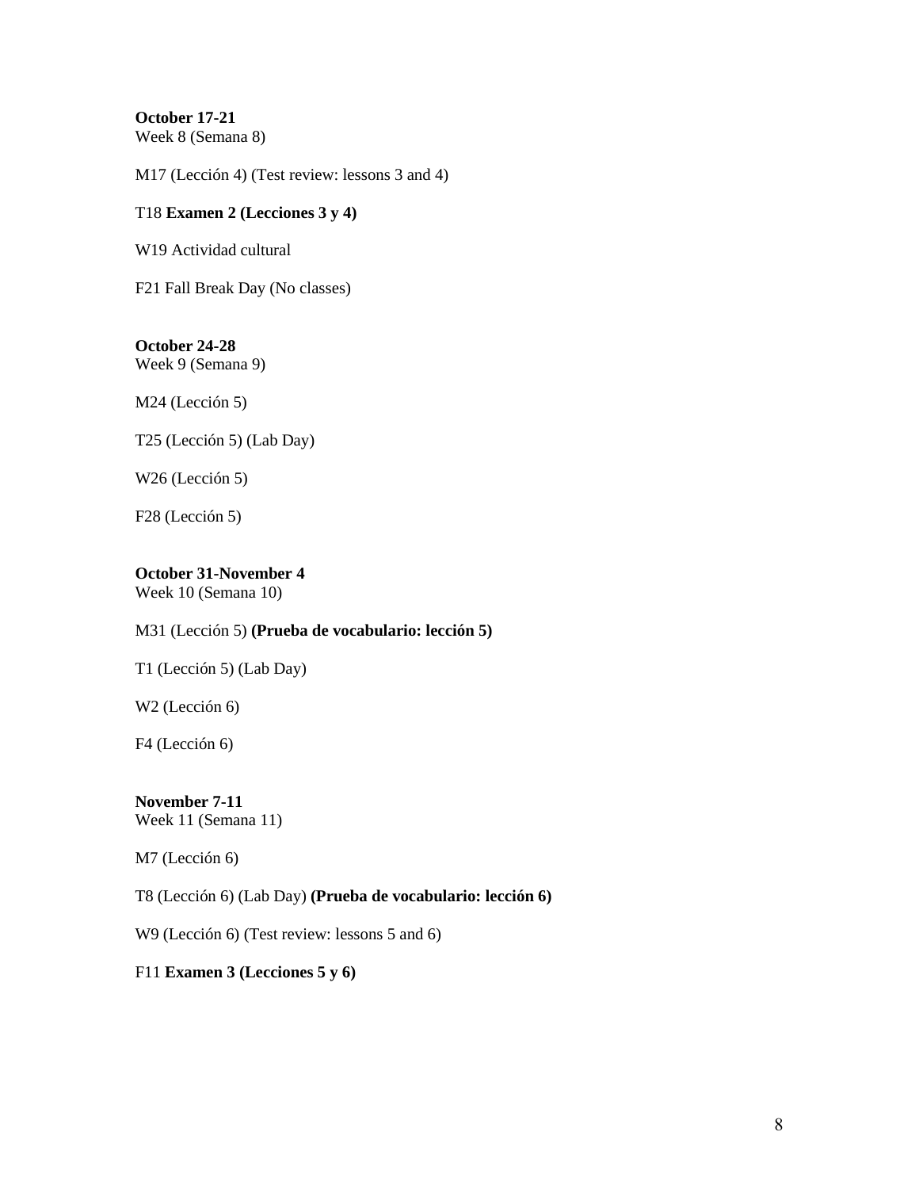**October 17-21**
Week 8 (Semana 8)

M17 (Lección 4) (Test review: lessons 3 and 4)

T18 **Examen 2 (Lecciones 3 y 4)**

W19 Actividad cultural

F21 Fall Break Day (No classes)

**October 24-28**
Week 9 (Semana 9)

M24 (Lección 5)

T25 (Lección 5) (Lab Day)

W26 (Lección 5)

F28 (Lección 5)

**October 31-November 4**
Week 10 (Semana 10)

M31 (Lección 5) **(Prueba de vocabulario: lección 5)**

T1 (Lección 5) (Lab Day)

W2 (Lección 6)

F4 (Lección 6)

**November 7-11**
Week 11 (Semana 11)

M7 (Lección 6)

T8 (Lección 6) (Lab Day) **(Prueba de vocabulario: lección 6)**

W9 (Lección 6) (Test review: lessons 5 and 6)

F11 **Examen 3 (Lecciones 5 y 6)**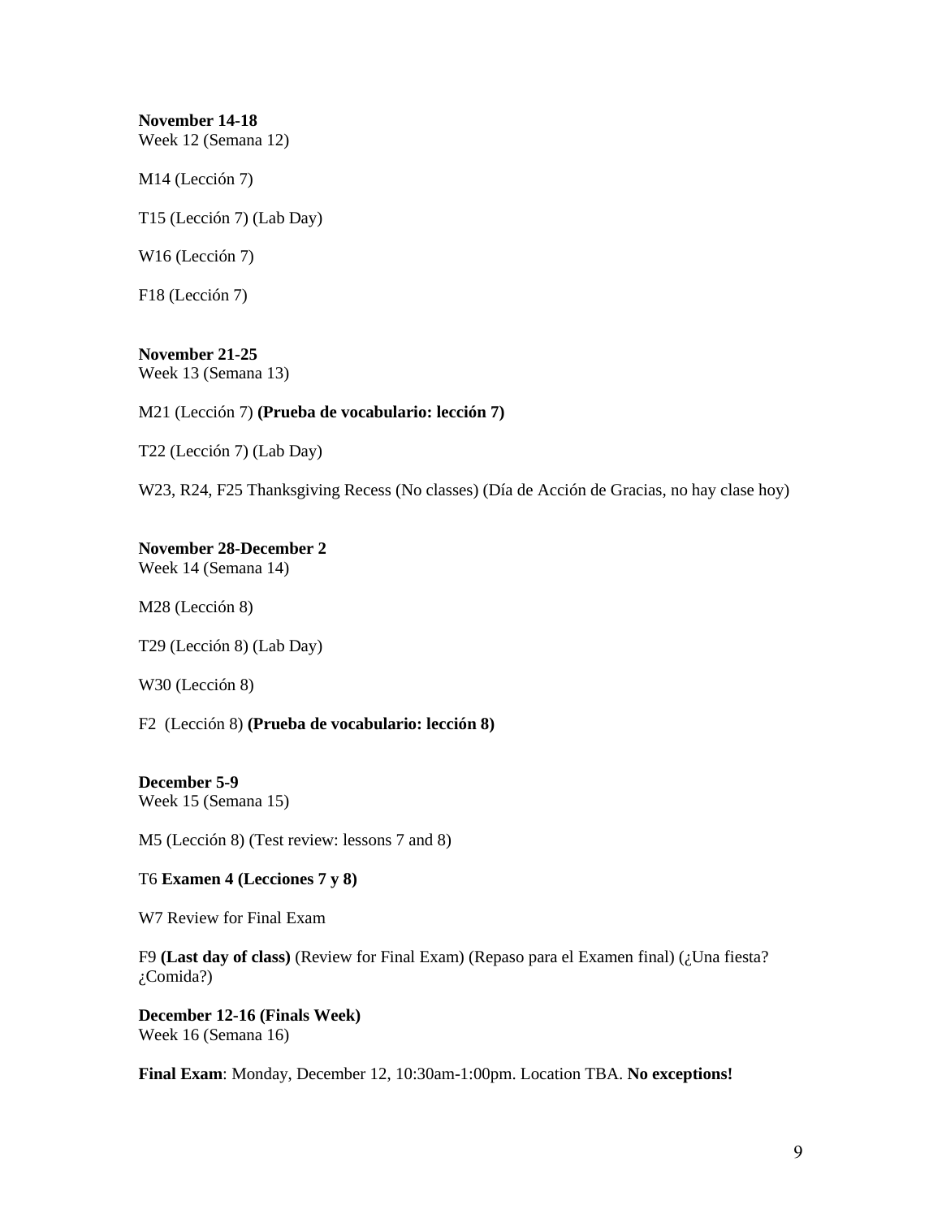**November 14-18**
Week 12 (Semana 12)

M14 (Lección 7)

T15 (Lección 7) (Lab Day)

W16 (Lección 7)

F18 (Lección 7)

**November 21-25**
Week 13 (Semana 13)

M21 (Lección 7) **(Prueba de vocabulario: lección 7)**

T22 (Lección 7) (Lab Day)

W23, R24, F25 Thanksgiving Recess (No classes) (Día de Acción de Gracias, no hay clase hoy)

**November 28-December 2**
Week 14 (Semana 14)

M28 (Lección 8)

T29 (Lección 8) (Lab Day)

W30 (Lección 8)

F2 (Lección 8) **(Prueba de vocabulario: lección 8)**

**December 5-9**
Week 15 (Semana 15)

M5 (Lección 8) (Test review: lessons 7 and 8)

T6 **Examen 4 (Lecciones 7 y 8)**

W7 Review for Final Exam

F9 **(Last day of class)** (Review for Final Exam) (Repaso para el Examen final) (¿Una fiesta? ¿Comida?)

**December 12-16 (Finals Week)**
Week 16 (Semana 16)

**Final Exam**: Monday, December 12, 10:30am-1:00pm. Location TBA. **No exceptions!**